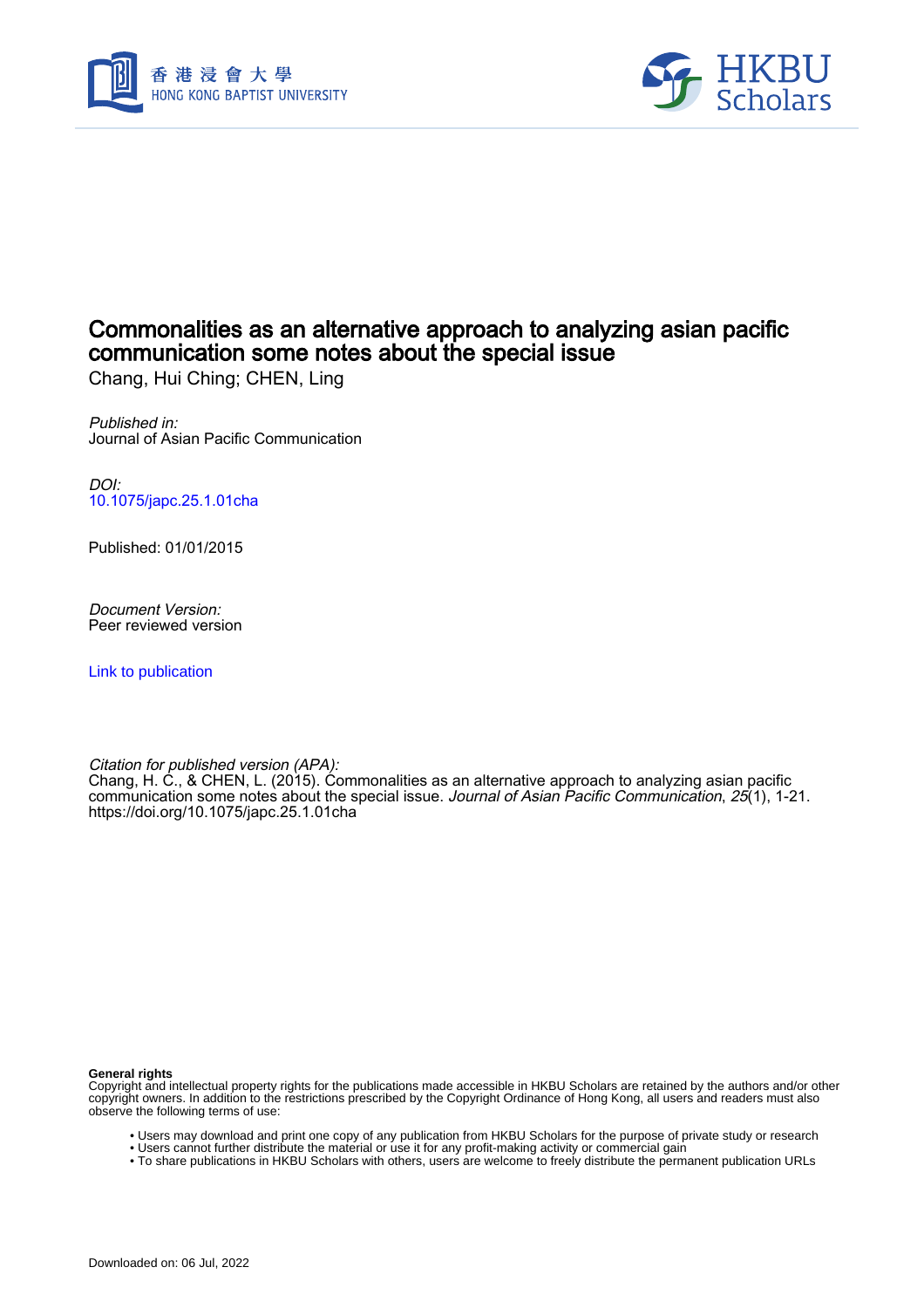# Commonalities as an alternative approach to analyzing asian pacific communication some notes about the special issue

Chang, Hui Ching; CHEN, Ling

*Published in:*
Journal of Asian Pacific Communication

*DOI:*
10.1075/japc.25.1.01cha

Published: 01/01/2015

*Document Version:*
Peer reviewed version

Link to publication

*Citation for published version (APA):*
Chang, H. C., & CHEN, L. (2015). Commonalities as an alternative approach to analyzing asian pacific communication some notes about the special issue. *Journal of Asian Pacific Communication*, *25*(1), 1-21. https://doi.org/10.1075/japc.25.1.01cha

**General rights**
Copyright and intellectual property rights for the publications made accessible in HKBU Scholars are retained by the authors and/or other copyright owners. In addition to the restrictions prescribed by the Copyright Ordinance of Hong Kong, all users and readers must also observe the following terms of use:

- Users may download and print one copy of any publication from HKBU Scholars for the purpose of private study or research
- Users cannot further distribute the material or use it for any profit-making activity or commercial gain
- To share publications in HKBU Scholars with others, users are welcome to freely distribute the permanent publication URLs

Downloaded on: 06 Jul, 2022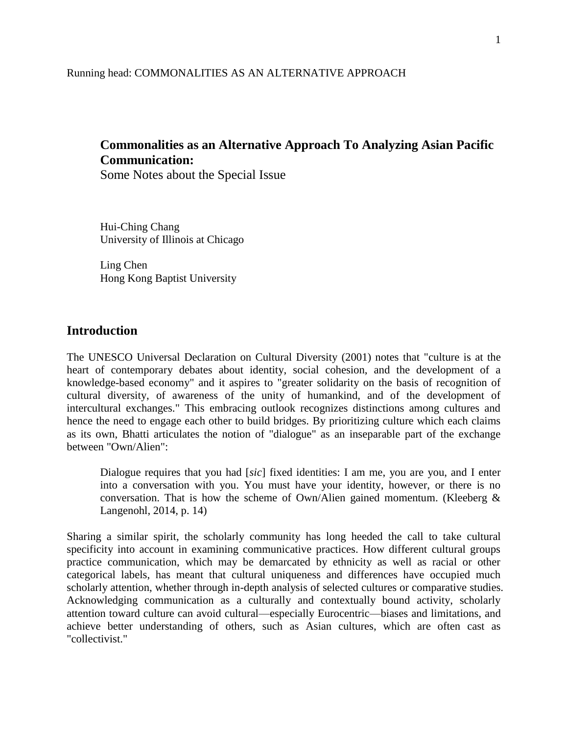# Commonalities as an Alternative Approach To Analyzing Asian Pacific Communication:

Some Notes about the Special Issue

Hui-Ching Chang
University of Illinois at Chicago

Ling Chen
Hong Kong Baptist University

## Introduction

The UNESCO Universal Declaration on Cultural Diversity (2001) notes that "culture is at the heart of contemporary debates about identity, social cohesion, and the development of a knowledge-based economy" and it aspires to "greater solidarity on the basis of recognition of cultural diversity, of awareness of the unity of humankind, and of the development of intercultural exchanges." This embracing outlook recognizes distinctions among cultures and hence the need to engage each other to build bridges. By prioritizing culture which each claims as its own, Bhatti articulates the notion of "dialogue" as an inseparable part of the exchange between "Own/Alien":

> Dialogue requires that you had [*sic*] fixed identities: I am me, you are you, and I enter into a conversation with you. You must have your identity, however, or there is no conversation. That is how the scheme of Own/Alien gained momentum. (Kleeberg & Langenohl, 2014, p. 14)

Sharing a similar spirit, the scholarly community has long heeded the call to take cultural specificity into account in examining communicative practices. How different cultural groups practice communication, which may be demarcated by ethnicity as well as racial or other categorical labels, has meant that cultural uniqueness and differences have occupied much scholarly attention, whether through in-depth analysis of selected cultures or comparative studies. Acknowledging communication as a culturally and contextually bound activity, scholarly attention toward culture can avoid cultural—especially Eurocentric—biases and limitations, and achieve better understanding of others, such as Asian cultures, which are often cast as "collectivist."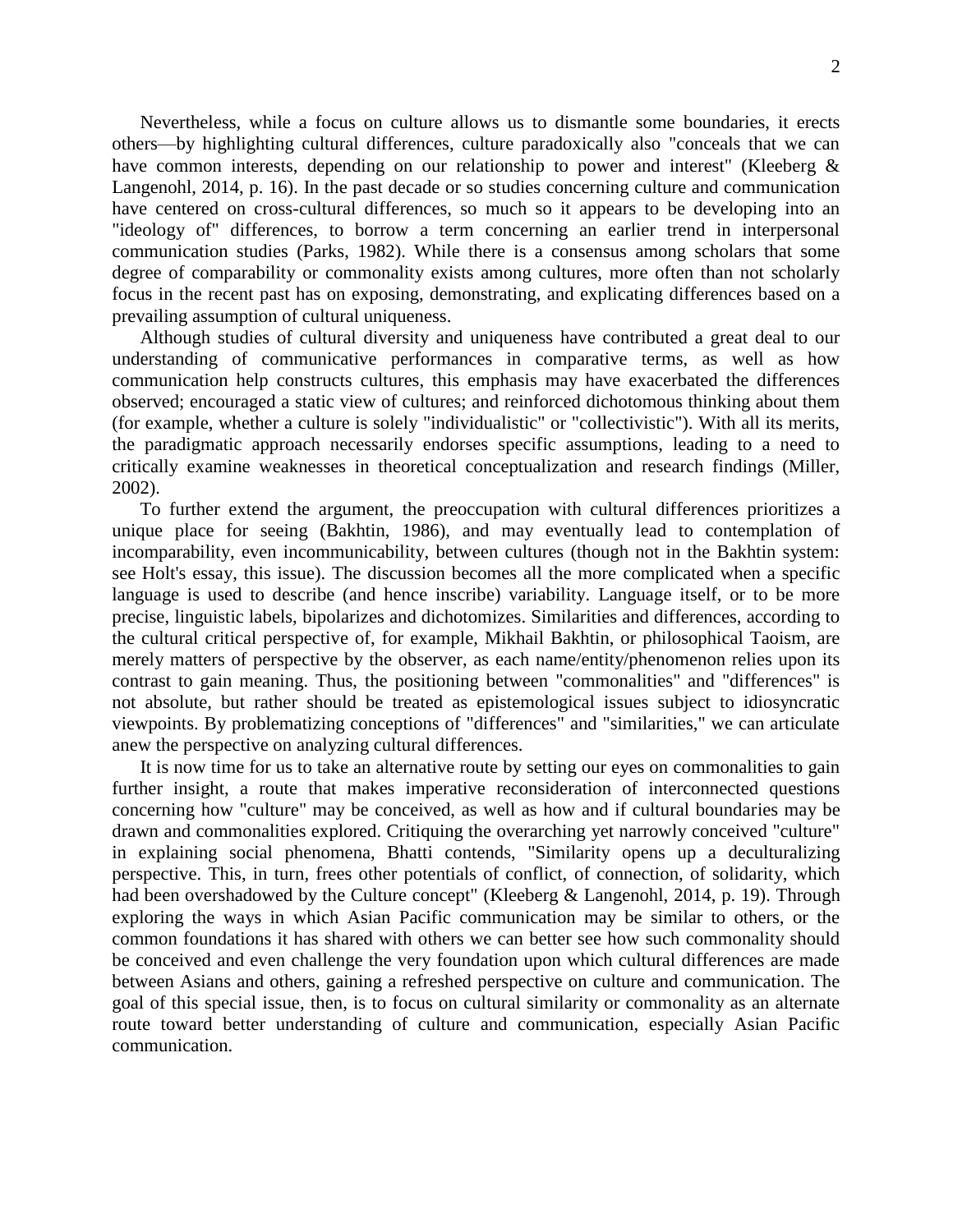Nevertheless, while a focus on culture allows us to dismantle some boundaries, it erects others—by highlighting cultural differences, culture paradoxically also "conceals that we can have common interests, depending on our relationship to power and interest" (Kleeberg & Langenohl, 2014, p. 16). In the past decade or so studies concerning culture and communication have centered on cross-cultural differences, so much so it appears to be developing into an "ideology of" differences, to borrow a term concerning an earlier trend in interpersonal communication studies (Parks, 1982). While there is a consensus among scholars that some degree of comparability or commonality exists among cultures, more often than not scholarly focus in the recent past has on exposing, demonstrating, and explicating differences based on a prevailing assumption of cultural uniqueness.

Although studies of cultural diversity and uniqueness have contributed a great deal to our understanding of communicative performances in comparative terms, as well as how communication help constructs cultures, this emphasis may have exacerbated the differences observed; encouraged a static view of cultures; and reinforced dichotomous thinking about them (for example, whether a culture is solely "individualistic" or "collectivistic"). With all its merits, the paradigmatic approach necessarily endorses specific assumptions, leading to a need to critically examine weaknesses in theoretical conceptualization and research findings (Miller, 2002).

To further extend the argument, the preoccupation with cultural differences prioritizes a unique place for seeing (Bakhtin, 1986), and may eventually lead to contemplation of incomparability, even incommunicability, between cultures (though not in the Bakhtin system: see Holt's essay, this issue). The discussion becomes all the more complicated when a specific language is used to describe (and hence inscribe) variability. Language itself, or to be more precise, linguistic labels, bipolarizes and dichotomizes. Similarities and differences, according to the cultural critical perspective of, for example, Mikhail Bakhtin, or philosophical Taoism, are merely matters of perspective by the observer, as each name/entity/phenomenon relies upon its contrast to gain meaning. Thus, the positioning between "commonalities" and "differences" is not absolute, but rather should be treated as epistemological issues subject to idiosyncratic viewpoints. By problematizing conceptions of "differences" and "similarities," we can articulate anew the perspective on analyzing cultural differences.

It is now time for us to take an alternative route by setting our eyes on commonalities to gain further insight, a route that makes imperative reconsideration of interconnected questions concerning how "culture" may be conceived, as well as how and if cultural boundaries may be drawn and commonalities explored. Critiquing the overarching yet narrowly conceived "culture" in explaining social phenomena, Bhatti contends, "Similarity opens up a deculturalizing perspective. This, in turn, frees other potentials of conflict, of connection, of solidarity, which had been overshadowed by the Culture concept" (Kleeberg & Langenohl, 2014, p. 19). Through exploring the ways in which Asian Pacific communication may be similar to others, or the common foundations it has shared with others we can better see how such commonality should be conceived and even challenge the very foundation upon which cultural differences are made between Asians and others, gaining a refreshed perspective on culture and communication. The goal of this special issue, then, is to focus on cultural similarity or commonality as an alternate route toward better understanding of culture and communication, especially Asian Pacific communication.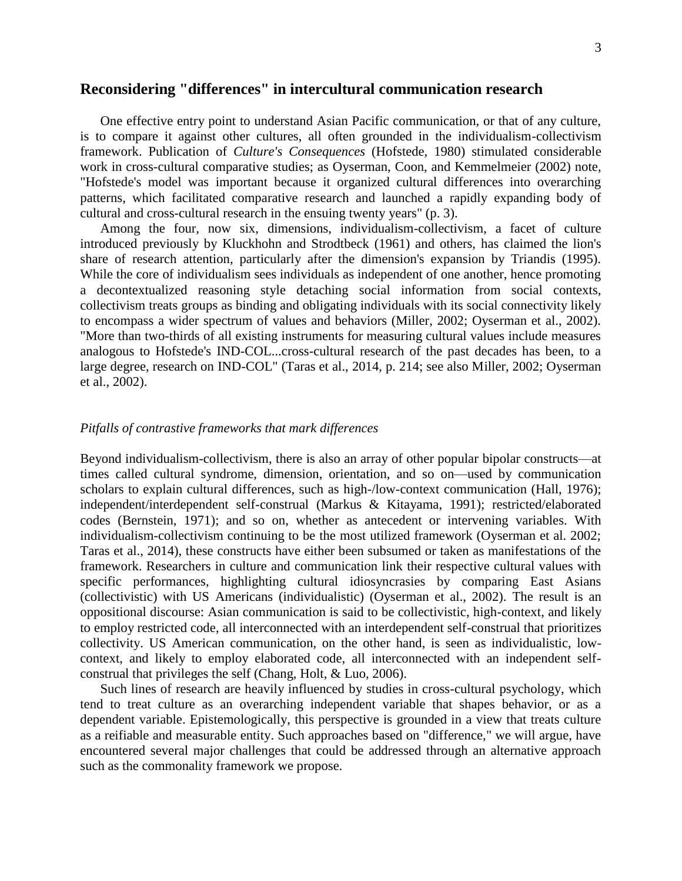## Reconsidering "differences" in intercultural communication research

One effective entry point to understand Asian Pacific communication, or that of any culture, is to compare it against other cultures, all often grounded in the individualism-collectivism framework. Publication of *Culture's Consequences* (Hofstede, 1980) stimulated considerable work in cross-cultural comparative studies; as Oyserman, Coon, and Kemmelmeier (2002) note, "Hofstede's model was important because it organized cultural differences into overarching patterns, which facilitated comparative research and launched a rapidly expanding body of cultural and cross-cultural research in the ensuing twenty years" (p. 3).

Among the four, now six, dimensions, individualism-collectivism, a facet of culture introduced previously by Kluckhohn and Strodtbeck (1961) and others, has claimed the lion's share of research attention, particularly after the dimension's expansion by Triandis (1995). While the core of individualism sees individuals as independent of one another, hence promoting a decontextualized reasoning style detaching social information from social contexts, collectivism treats groups as binding and obligating individuals with its social connectivity likely to encompass a wider spectrum of values and behaviors (Miller, 2002; Oyserman et al., 2002). "More than two-thirds of all existing instruments for measuring cultural values include measures analogous to Hofstede's IND-COL...cross-cultural research of the past decades has been, to a large degree, research on IND-COL" (Taras et al., 2014, p. 214; see also Miller, 2002; Oyserman et al., 2002).

### *Pitfalls of contrastive frameworks that mark differences*

Beyond individualism-collectivism, there is also an array of other popular bipolar constructs—at times called cultural syndrome, dimension, orientation, and so on—used by communication scholars to explain cultural differences, such as high-/low-context communication (Hall, 1976); independent/interdependent self-construal (Markus & Kitayama, 1991); restricted/elaborated codes (Bernstein, 1971); and so on, whether as antecedent or intervening variables. With individualism-collectivism continuing to be the most utilized framework (Oyserman et al. 2002; Taras et al., 2014), these constructs have either been subsumed or taken as manifestations of the framework. Researchers in culture and communication link their respective cultural values with specific performances, highlighting cultural idiosyncrasies by comparing East Asians (collectivistic) with US Americans (individualistic) (Oyserman et al., 2002). The result is an oppositional discourse: Asian communication is said to be collectivistic, high-context, and likely to employ restricted code, all interconnected with an interdependent self-construal that prioritizes collectivity. US American communication, on the other hand, is seen as individualistic, low-context, and likely to employ elaborated code, all interconnected with an independent self-construal that privileges the self (Chang, Holt, & Luo, 2006).

Such lines of research are heavily influenced by studies in cross-cultural psychology, which tend to treat culture as an overarching independent variable that shapes behavior, or as a dependent variable. Epistemologically, this perspective is grounded in a view that treats culture as a reifiable and measurable entity. Such approaches based on "difference," we will argue, have encountered several major challenges that could be addressed through an alternative approach such as the commonality framework we propose.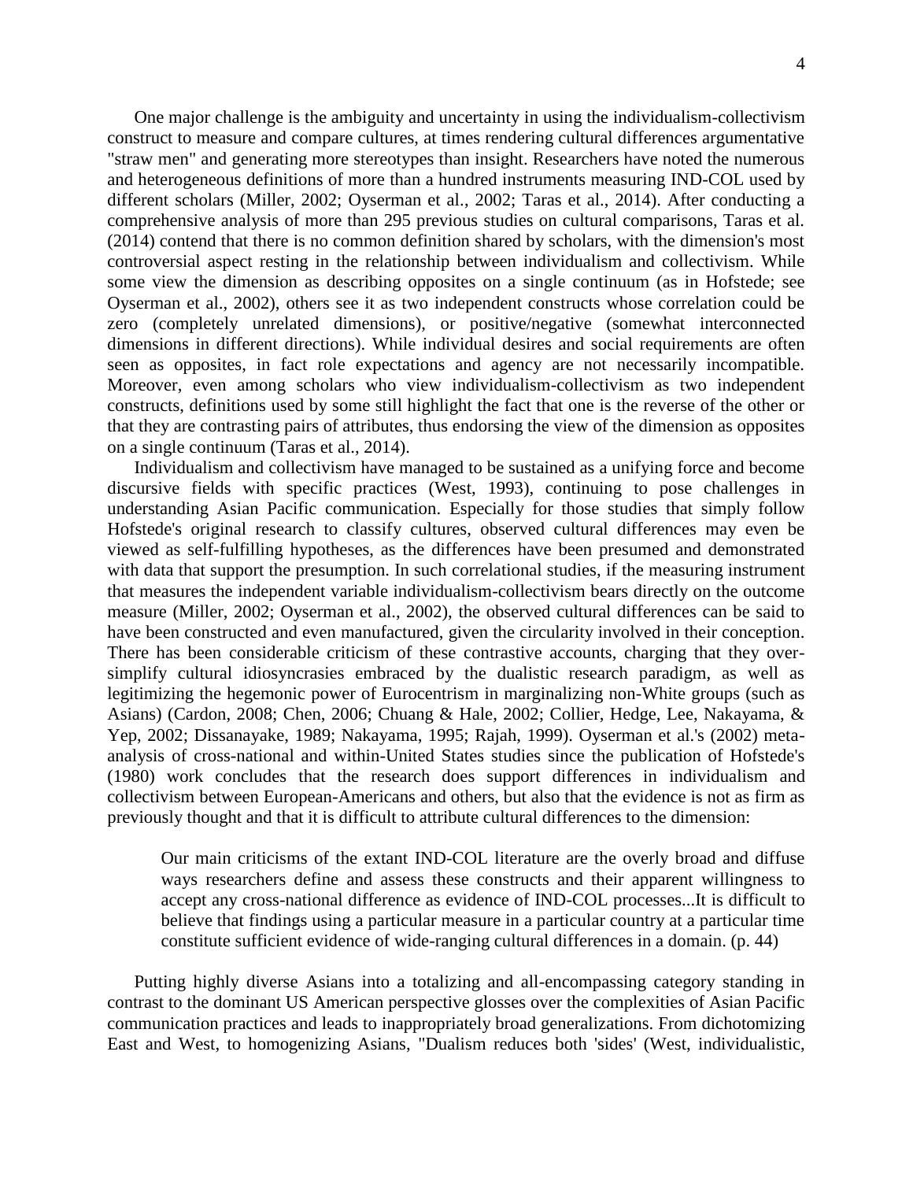One major challenge is the ambiguity and uncertainty in using the individualism-collectivism construct to measure and compare cultures, at times rendering cultural differences argumentative "straw men" and generating more stereotypes than insight. Researchers have noted the numerous and heterogeneous definitions of more than a hundred instruments measuring IND-COL used by different scholars (Miller, 2002; Oyserman et al., 2002; Taras et al., 2014). After conducting a comprehensive analysis of more than 295 previous studies on cultural comparisons, Taras et al. (2014) contend that there is no common definition shared by scholars, with the dimension's most controversial aspect resting in the relationship between individualism and collectivism. While some view the dimension as describing opposites on a single continuum (as in Hofstede; see Oyserman et al., 2002), others see it as two independent constructs whose correlation could be zero (completely unrelated dimensions), or positive/negative (somewhat interconnected dimensions in different directions). While individual desires and social requirements are often seen as opposites, in fact role expectations and agency are not necessarily incompatible. Moreover, even among scholars who view individualism-collectivism as two independent constructs, definitions used by some still highlight the fact that one is the reverse of the other or that they are contrasting pairs of attributes, thus endorsing the view of the dimension as opposites on a single continuum (Taras et al., 2014).

Individualism and collectivism have managed to be sustained as a unifying force and become discursive fields with specific practices (West, 1993), continuing to pose challenges in understanding Asian Pacific communication. Especially for those studies that simply follow Hofstede's original research to classify cultures, observed cultural differences may even be viewed as self-fulfilling hypotheses, as the differences have been presumed and demonstrated with data that support the presumption. In such correlational studies, if the measuring instrument that measures the independent variable individualism-collectivism bears directly on the outcome measure (Miller, 2002; Oyserman et al., 2002), the observed cultural differences can be said to have been constructed and even manufactured, given the circularity involved in their conception. There has been considerable criticism of these contrastive accounts, charging that they over-simplify cultural idiosyncrasies embraced by the dualistic research paradigm, as well as legitimizing the hegemonic power of Eurocentrism in marginalizing non-White groups (such as Asians) (Cardon, 2008; Chen, 2006; Chuang & Hale, 2002; Collier, Hedge, Lee, Nakayama, & Yep, 2002; Dissanayake, 1989; Nakayama, 1995; Rajah, 1999). Oyserman et al.'s (2002) meta-analysis of cross-national and within-United States studies since the publication of Hofstede's (1980) work concludes that the research does support differences in individualism and collectivism between European-Americans and others, but also that the evidence is not as firm as previously thought and that it is difficult to attribute cultural differences to the dimension:

> Our main criticisms of the extant IND-COL literature are the overly broad and diffuse ways researchers define and assess these constructs and their apparent willingness to accept any cross-national difference as evidence of IND-COL processes...It is difficult to believe that findings using a particular measure in a particular country at a particular time constitute sufficient evidence of wide-ranging cultural differences in a domain. (p. 44)

Putting highly diverse Asians into a totalizing and all-encompassing category standing in contrast to the dominant US American perspective glosses over the complexities of Asian Pacific communication practices and leads to inappropriately broad generalizations. From dichotomizing East and West, to homogenizing Asians, "Dualism reduces both 'sides' (West, individualistic,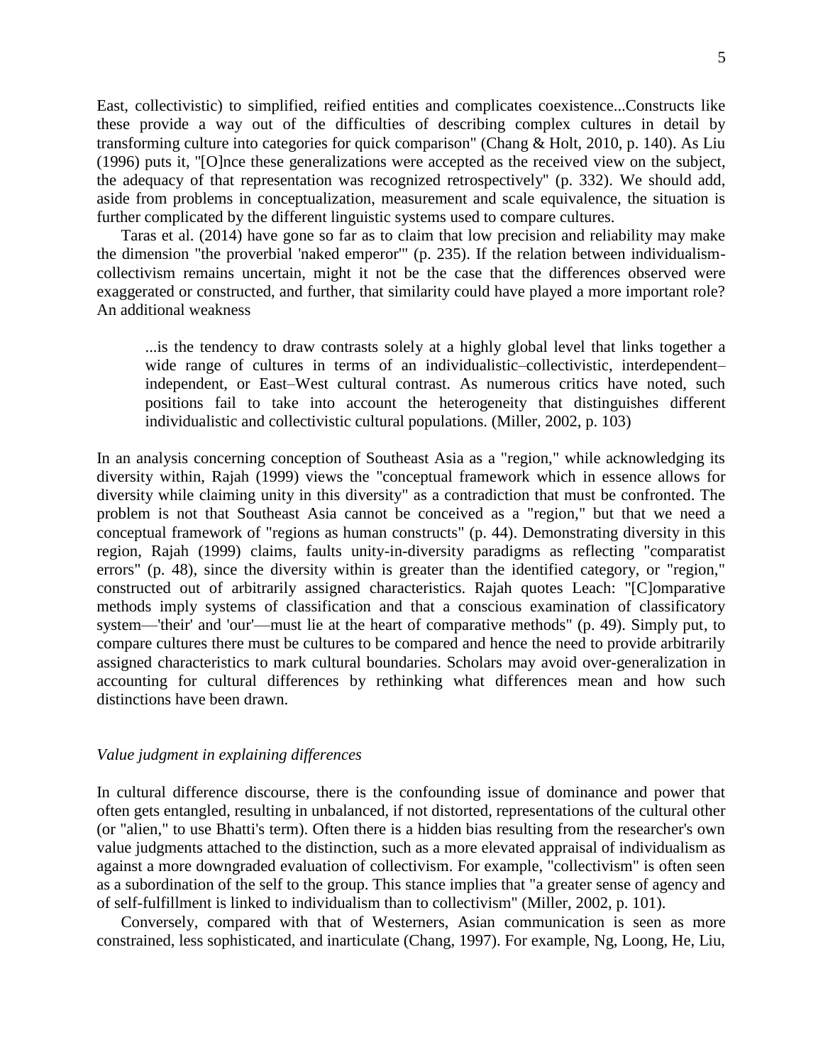East, collectivistic) to simplified, reified entities and complicates coexistence...Constructs like these provide a way out of the difficulties of describing complex cultures in detail by transforming culture into categories for quick comparison" (Chang & Holt, 2010, p. 140). As Liu (1996) puts it, "[O]nce these generalizations were accepted as the received view on the subject, the adequacy of that representation was recognized retrospectively" (p. 332). We should add, aside from problems in conceptualization, measurement and scale equivalence, the situation is further complicated by the different linguistic systems used to compare cultures.

Taras et al. (2014) have gone so far as to claim that low precision and reliability may make the dimension "the proverbial 'naked emperor'" (p. 235). If the relation between individualism-collectivism remains uncertain, might it not be the case that the differences observed were exaggerated or constructed, and further, that similarity could have played a more important role? An additional weakness

> ...is the tendency to draw contrasts solely at a highly global level that links together a wide range of cultures in terms of an individualistic–collectivistic, interdependent–independent, or East–West cultural contrast. As numerous critics have noted, such positions fail to take into account the heterogeneity that distinguishes different individualistic and collectivistic cultural populations. (Miller, 2002, p. 103)

In an analysis concerning conception of Southeast Asia as a "region," while acknowledging its diversity within, Rajah (1999) views the "conceptual framework which in essence allows for diversity while claiming unity in this diversity" as a contradiction that must be confronted. The problem is not that Southeast Asia cannot be conceived as a "region," but that we need a conceptual framework of "regions as human constructs" (p. 44). Demonstrating diversity in this region, Rajah (1999) claims, faults unity-in-diversity paradigms as reflecting "comparatist errors" (p. 48), since the diversity within is greater than the identified category, or "region," constructed out of arbitrarily assigned characteristics. Rajah quotes Leach: "[C]omparative methods imply systems of classification and that a conscious examination of classificatory system—'their' and 'our'—must lie at the heart of comparative methods" (p. 49). Simply put, to compare cultures there must be cultures to be compared and hence the need to provide arbitrarily assigned characteristics to mark cultural boundaries. Scholars may avoid over-generalization in accounting for cultural differences by rethinking what differences mean and how such distinctions have been drawn.

### *Value judgment in explaining differences*

In cultural difference discourse, there is the confounding issue of dominance and power that often gets entangled, resulting in unbalanced, if not distorted, representations of the cultural other (or "alien," to use Bhatti's term). Often there is a hidden bias resulting from the researcher's own value judgments attached to the distinction, such as a more elevated appraisal of individualism as against a more downgraded evaluation of collectivism. For example, "collectivism" is often seen as a subordination of the self to the group. This stance implies that "a greater sense of agency and of self-fulfillment is linked to individualism than to collectivism" (Miller, 2002, p. 101).

Conversely, compared with that of Westerners, Asian communication is seen as more constrained, less sophisticated, and inarticulate (Chang, 1997). For example, Ng, Loong, He, Liu,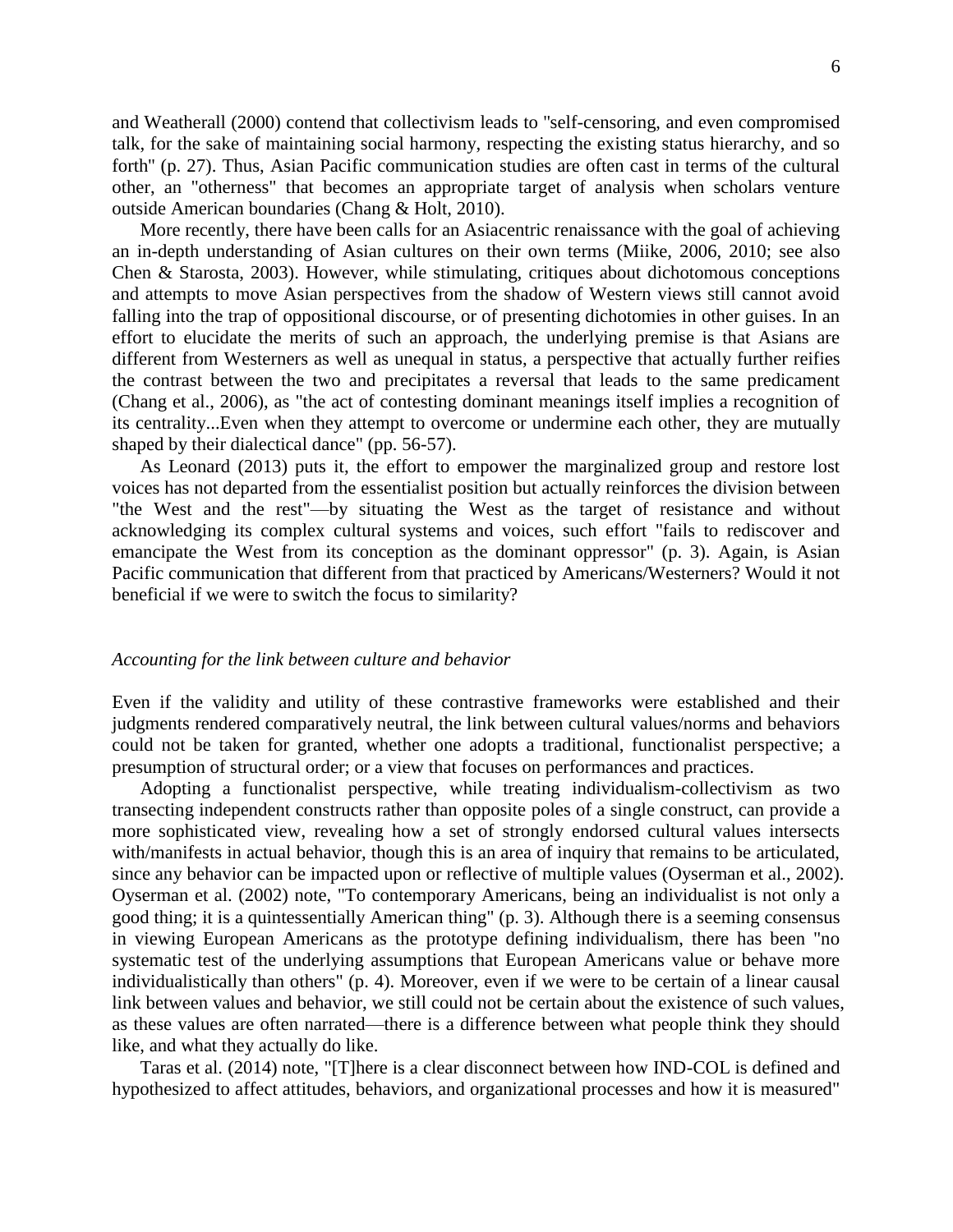and Weatherall (2000) contend that collectivism leads to "self-censoring, and even compromised talk, for the sake of maintaining social harmony, respecting the existing status hierarchy, and so forth" (p. 27). Thus, Asian Pacific communication studies are often cast in terms of the cultural other, an "otherness" that becomes an appropriate target of analysis when scholars venture outside American boundaries (Chang & Holt, 2010).

More recently, there have been calls for an Asiacentric renaissance with the goal of achieving an in-depth understanding of Asian cultures on their own terms (Miike, 2006, 2010; see also Chen & Starosta, 2003). However, while stimulating, critiques about dichotomous conceptions and attempts to move Asian perspectives from the shadow of Western views still cannot avoid falling into the trap of oppositional discourse, or of presenting dichotomies in other guises. In an effort to elucidate the merits of such an approach, the underlying premise is that Asians are different from Westerners as well as unequal in status, a perspective that actually further reifies the contrast between the two and precipitates a reversal that leads to the same predicament (Chang et al., 2006), as "the act of contesting dominant meanings itself implies a recognition of its centrality...Even when they attempt to overcome or undermine each other, they are mutually shaped by their dialectical dance" (pp. 56-57).

As Leonard (2013) puts it, the effort to empower the marginalized group and restore lost voices has not departed from the essentialist position but actually reinforces the division between "the West and the rest"—by situating the West as the target of resistance and without acknowledging its complex cultural systems and voices, such effort "fails to rediscover and emancipate the West from its conception as the dominant oppressor" (p. 3). Again, is Asian Pacific communication that different from that practiced by Americans/Westerners? Would it not beneficial if we were to switch the focus to similarity?

*Accounting for the link between culture and behavior*

Even if the validity and utility of these contrastive frameworks were established and their judgments rendered comparatively neutral, the link between cultural values/norms and behaviors could not be taken for granted, whether one adopts a traditional, functionalist perspective; a presumption of structural order; or a view that focuses on performances and practices.

Adopting a functionalist perspective, while treating individualism-collectivism as two transecting independent constructs rather than opposite poles of a single construct, can provide a more sophisticated view, revealing how a set of strongly endorsed cultural values intersects with/manifests in actual behavior, though this is an area of inquiry that remains to be articulated, since any behavior can be impacted upon or reflective of multiple values (Oyserman et al., 2002). Oyserman et al. (2002) note, "To contemporary Americans, being an individualist is not only a good thing; it is a quintessentially American thing" (p. 3). Although there is a seeming consensus in viewing European Americans as the prototype defining individualism, there has been "no systematic test of the underlying assumptions that European Americans value or behave more individualistically than others" (p. 4). Moreover, even if we were to be certain of a linear causal link between values and behavior, we still could not be certain about the existence of such values, as these values are often narrated—there is a difference between what people think they should like, and what they actually do like.

Taras et al. (2014) note, "[T]here is a clear disconnect between how IND-COL is defined and hypothesized to affect attitudes, behaviors, and organizational processes and how it is measured"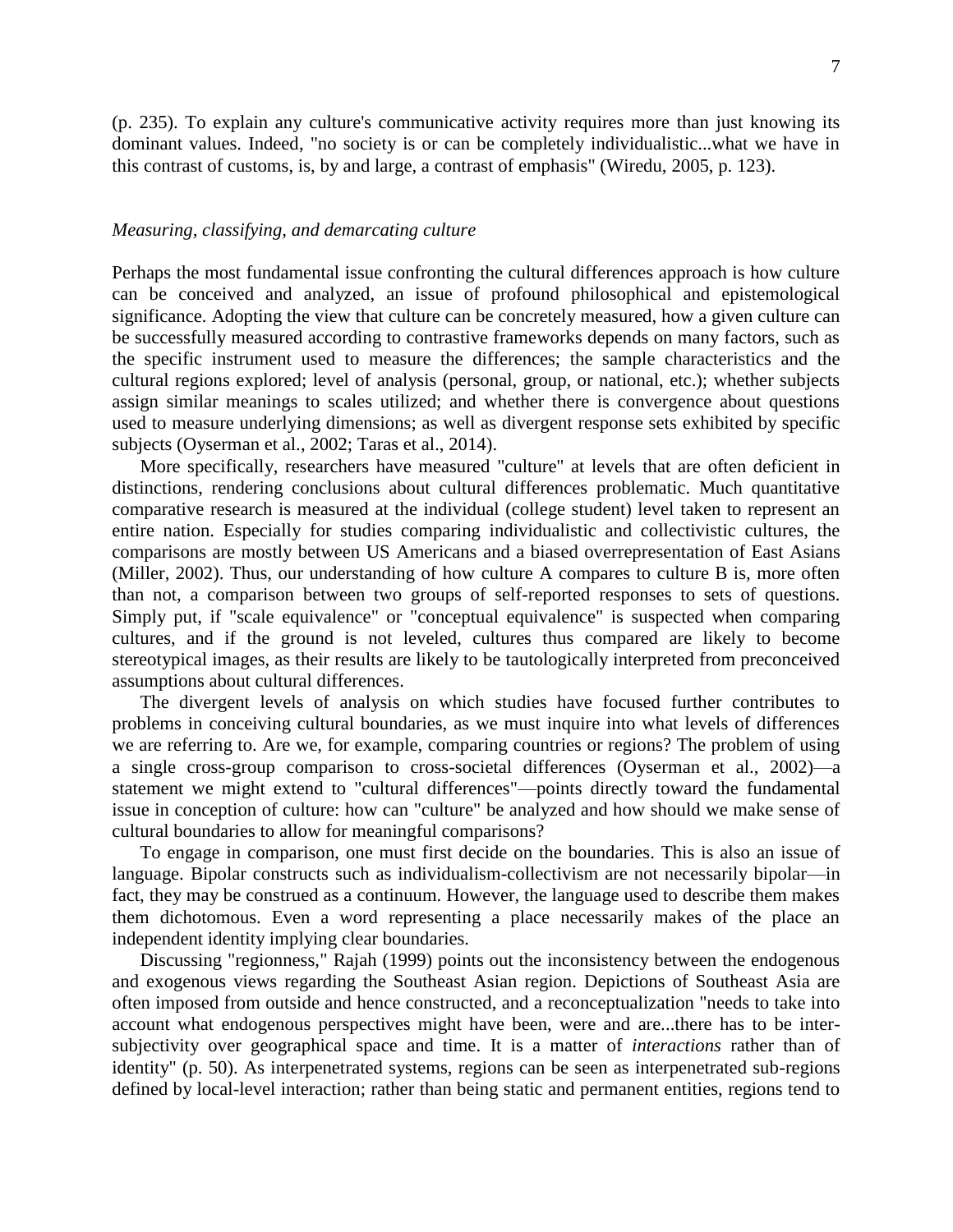(p. 235). To explain any culture's communicative activity requires more than just knowing its dominant values. Indeed, "no society is or can be completely individualistic...what we have in this contrast of customs, is, by and large, a contrast of emphasis" (Wiredu, 2005, p. 123).

### *Measuring, classifying, and demarcating culture*

Perhaps the most fundamental issue confronting the cultural differences approach is how culture can be conceived and analyzed, an issue of profound philosophical and epistemological significance. Adopting the view that culture can be concretely measured, how a given culture can be successfully measured according to contrastive frameworks depends on many factors, such as the specific instrument used to measure the differences; the sample characteristics and the cultural regions explored; level of analysis (personal, group, or national, etc.); whether subjects assign similar meanings to scales utilized; and whether there is convergence about questions used to measure underlying dimensions; as well as divergent response sets exhibited by specific subjects (Oyserman et al., 2002; Taras et al., 2014).

More specifically, researchers have measured "culture" at levels that are often deficient in distinctions, rendering conclusions about cultural differences problematic. Much quantitative comparative research is measured at the individual (college student) level taken to represent an entire nation. Especially for studies comparing individualistic and collectivistic cultures, the comparisons are mostly between US Americans and a biased overrepresentation of East Asians (Miller, 2002). Thus, our understanding of how culture A compares to culture B is, more often than not, a comparison between two groups of self-reported responses to sets of questions. Simply put, if "scale equivalence" or "conceptual equivalence" is suspected when comparing cultures, and if the ground is not leveled, cultures thus compared are likely to become stereotypical images, as their results are likely to be tautologically interpreted from preconceived assumptions about cultural differences.

The divergent levels of analysis on which studies have focused further contributes to problems in conceiving cultural boundaries, as we must inquire into what levels of differences we are referring to. Are we, for example, comparing countries or regions? The problem of using a single cross-group comparison to cross-societal differences (Oyserman et al., 2002)—a statement we might extend to "cultural differences"—points directly toward the fundamental issue in conception of culture: how can "culture" be analyzed and how should we make sense of cultural boundaries to allow for meaningful comparisons?

To engage in comparison, one must first decide on the boundaries. This is also an issue of language. Bipolar constructs such as individualism-collectivism are not necessarily bipolar—in fact, they may be construed as a continuum. However, the language used to describe them makes them dichotomous. Even a word representing a place necessarily makes of the place an independent identity implying clear boundaries.

Discussing "regionness," Rajah (1999) points out the inconsistency between the endogenous and exogenous views regarding the Southeast Asian region. Depictions of Southeast Asia are often imposed from outside and hence constructed, and a reconceptualization "needs to take into account what endogenous perspectives might have been, were and are...there has to be inter-subjectivity over geographical space and time. It is a matter of *interactions* rather than of identity" (p. 50). As interpenetrated systems, regions can be seen as interpenetrated sub-regions defined by local-level interaction; rather than being static and permanent entities, regions tend to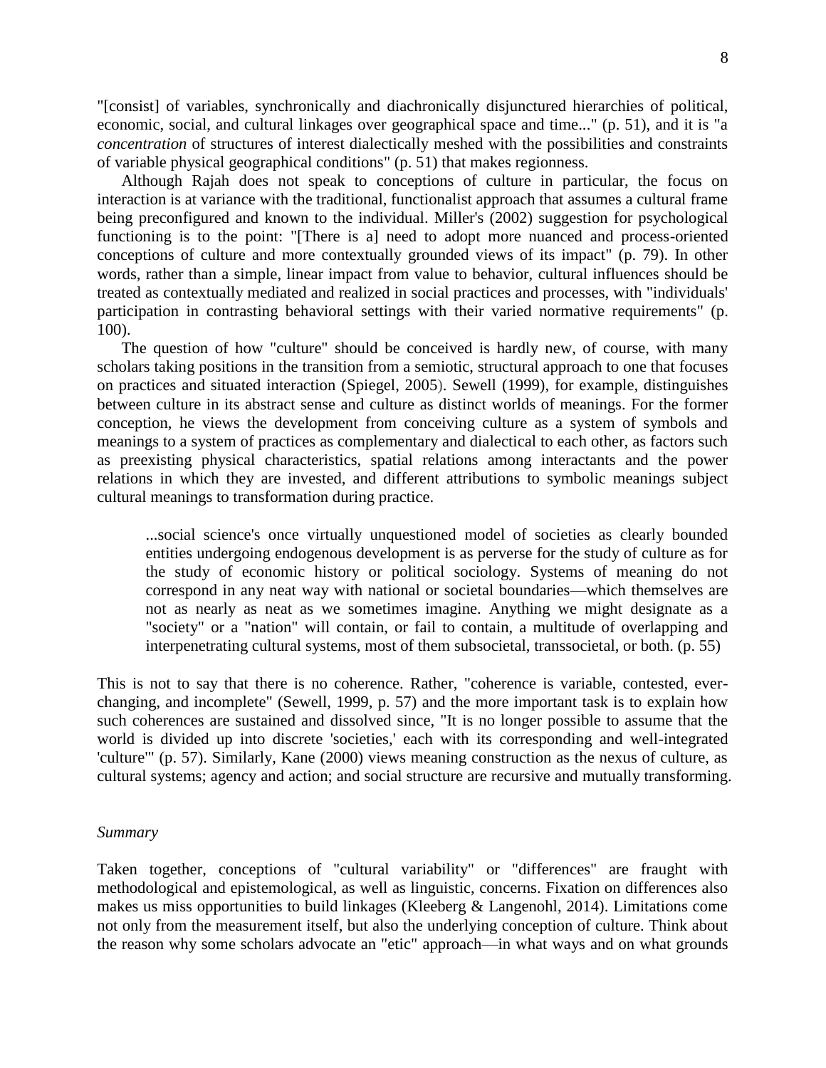"[consist] of variables, synchronically and diachronically disjunctured hierarchies of political, economic, social, and cultural linkages over geographical space and time..." (p. 51), and it is "a *concentration* of structures of interest dialectically meshed with the possibilities and constraints of variable physical geographical conditions" (p. 51) that makes regionness.

Although Rajah does not speak to conceptions of culture in particular, the focus on interaction is at variance with the traditional, functionalist approach that assumes a cultural frame being preconfigured and known to the individual. Miller's (2002) suggestion for psychological functioning is to the point: "[There is a] need to adopt more nuanced and process-oriented conceptions of culture and more contextually grounded views of its impact" (p. 79). In other words, rather than a simple, linear impact from value to behavior, cultural influences should be treated as contextually mediated and realized in social practices and processes, with "individuals' participation in contrasting behavioral settings with their varied normative requirements" (p. 100).

The question of how "culture" should be conceived is hardly new, of course, with many scholars taking positions in the transition from a semiotic, structural approach to one that focuses on practices and situated interaction (Spiegel, 2005). Sewell (1999), for example, distinguishes between culture in its abstract sense and culture as distinct worlds of meanings. For the former conception, he views the development from conceiving culture as a system of symbols and meanings to a system of practices as complementary and dialectical to each other, as factors such as preexisting physical characteristics, spatial relations among interactants and the power relations in which they are invested, and different attributions to symbolic meanings subject cultural meanings to transformation during practice.

> ...social science's once virtually unquestioned model of societies as clearly bounded entities undergoing endogenous development is as perverse for the study of culture as for the study of economic history or political sociology. Systems of meaning do not correspond in any neat way with national or societal boundaries—which themselves are not as nearly as neat as we sometimes imagine. Anything we might designate as a "society" or a "nation" will contain, or fail to contain, a multitude of overlapping and interpenetrating cultural systems, most of them subsocietal, transsocietal, or both. (p. 55)

This is not to say that there is no coherence. Rather, "coherence is variable, contested, ever-changing, and incomplete" (Sewell, 1999, p. 57) and the more important task is to explain how such coherences are sustained and dissolved since, "It is no longer possible to assume that the world is divided up into discrete 'societies,' each with its corresponding and well-integrated 'culture'" (p. 57). Similarly, Kane (2000) views meaning construction as the nexus of culture, as cultural systems; agency and action; and social structure are recursive and mutually transforming.

*Summary*

Taken together, conceptions of "cultural variability" or "differences" are fraught with methodological and epistemological, as well as linguistic, concerns. Fixation on differences also makes us miss opportunities to build linkages (Kleeberg & Langenohl, 2014). Limitations come not only from the measurement itself, but also the underlying conception of culture. Think about the reason why some scholars advocate an "etic" approach—in what ways and on what grounds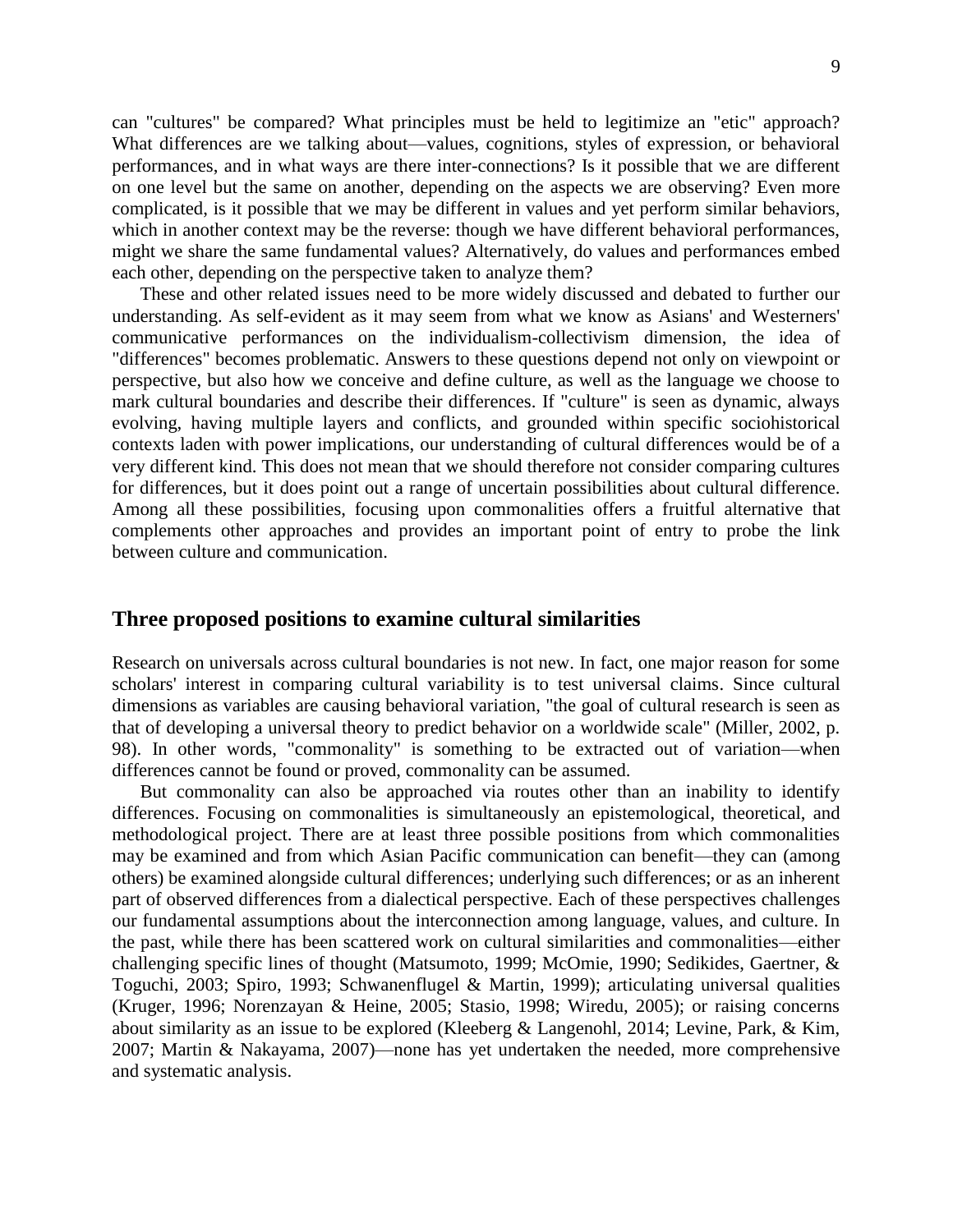can "cultures" be compared? What principles must be held to legitimize an "etic" approach? What differences are we talking about—values, cognitions, styles of expression, or behavioral performances, and in what ways are there inter-connections? Is it possible that we are different on one level but the same on another, depending on the aspects we are observing? Even more complicated, is it possible that we may be different in values and yet perform similar behaviors, which in another context may be the reverse: though we have different behavioral performances, might we share the same fundamental values? Alternatively, do values and performances embed each other, depending on the perspective taken to analyze them?

These and other related issues need to be more widely discussed and debated to further our understanding. As self-evident as it may seem from what we know as Asians' and Westerners' communicative performances on the individualism-collectivism dimension, the idea of "differences" becomes problematic. Answers to these questions depend not only on viewpoint or perspective, but also how we conceive and define culture, as well as the language we choose to mark cultural boundaries and describe their differences. If "culture" is seen as dynamic, always evolving, having multiple layers and conflicts, and grounded within specific sociohistorical contexts laden with power implications, our understanding of cultural differences would be of a very different kind. This does not mean that we should therefore not consider comparing cultures for differences, but it does point out a range of uncertain possibilities about cultural difference. Among all these possibilities, focusing upon commonalities offers a fruitful alternative that complements other approaches and provides an important point of entry to probe the link between culture and communication.

## Three proposed positions to examine cultural similarities

Research on universals across cultural boundaries is not new. In fact, one major reason for some scholars' interest in comparing cultural variability is to test universal claims. Since cultural dimensions as variables are causing behavioral variation, "the goal of cultural research is seen as that of developing a universal theory to predict behavior on a worldwide scale" (Miller, 2002, p. 98). In other words, "commonality" is something to be extracted out of variation—when differences cannot be found or proved, commonality can be assumed.

But commonality can also be approached via routes other than an inability to identify differences. Focusing on commonalities is simultaneously an epistemological, theoretical, and methodological project. There are at least three possible positions from which commonalities may be examined and from which Asian Pacific communication can benefit—they can (among others) be examined alongside cultural differences; underlying such differences; or as an inherent part of observed differences from a dialectical perspective. Each of these perspectives challenges our fundamental assumptions about the interconnection among language, values, and culture. In the past, while there has been scattered work on cultural similarities and commonalities—either challenging specific lines of thought (Matsumoto, 1999; McOmie, 1990; Sedikides, Gaertner, & Toguchi, 2003; Spiro, 1993; Schwanenflugel & Martin, 1999); articulating universal qualities (Kruger, 1996; Norenzayan & Heine, 2005; Stasio, 1998; Wiredu, 2005); or raising concerns about similarity as an issue to be explored (Kleeberg & Langenohl, 2014; Levine, Park, & Kim, 2007; Martin & Nakayama, 2007)—none has yet undertaken the needed, more comprehensive and systematic analysis.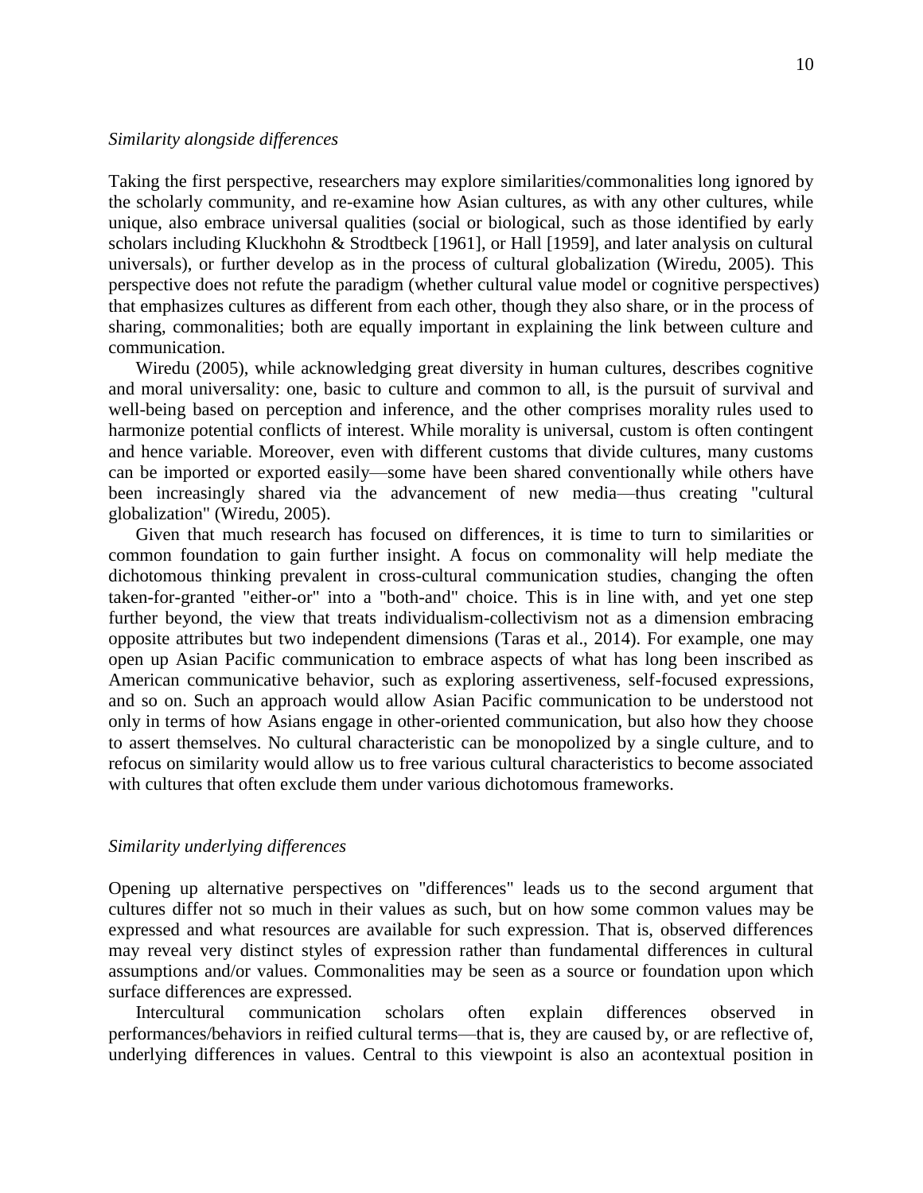*Similarity alongside differences*

Taking the first perspective, researchers may explore similarities/commonalities long ignored by the scholarly community, and re-examine how Asian cultures, as with any other cultures, while unique, also embrace universal qualities (social or biological, such as those identified by early scholars including Kluckhohn & Strodtbeck [1961], or Hall [1959], and later analysis on cultural universals), or further develop as in the process of cultural globalization (Wiredu, 2005). This perspective does not refute the paradigm (whether cultural value model or cognitive perspectives) that emphasizes cultures as different from each other, though they also share, or in the process of sharing, commonalities; both are equally important in explaining the link between culture and communication.

Wiredu (2005), while acknowledging great diversity in human cultures, describes cognitive and moral universality: one, basic to culture and common to all, is the pursuit of survival and well-being based on perception and inference, and the other comprises morality rules used to harmonize potential conflicts of interest. While morality is universal, custom is often contingent and hence variable. Moreover, even with different customs that divide cultures, many customs can be imported or exported easily—some have been shared conventionally while others have been increasingly shared via the advancement of new media—thus creating "cultural globalization" (Wiredu, 2005).

Given that much research has focused on differences, it is time to turn to similarities or common foundation to gain further insight. A focus on commonality will help mediate the dichotomous thinking prevalent in cross-cultural communication studies, changing the often taken-for-granted "either-or" into a "both-and" choice. This is in line with, and yet one step further beyond, the view that treats individualism-collectivism not as a dimension embracing opposite attributes but two independent dimensions (Taras et al., 2014). For example, one may open up Asian Pacific communication to embrace aspects of what has long been inscribed as American communicative behavior, such as exploring assertiveness, self-focused expressions, and so on. Such an approach would allow Asian Pacific communication to be understood not only in terms of how Asians engage in other-oriented communication, but also how they choose to assert themselves. No cultural characteristic can be monopolized by a single culture, and to refocus on similarity would allow us to free various cultural characteristics to become associated with cultures that often exclude them under various dichotomous frameworks.

*Similarity underlying differences*

Opening up alternative perspectives on "differences" leads us to the second argument that cultures differ not so much in their values as such, but on how some common values may be expressed and what resources are available for such expression. That is, observed differences may reveal very distinct styles of expression rather than fundamental differences in cultural assumptions and/or values. Commonalities may be seen as a source or foundation upon which surface differences are expressed.

Intercultural communication scholars often explain differences observed in performances/behaviors in reified cultural terms—that is, they are caused by, or are reflective of, underlying differences in values. Central to this viewpoint is also an acontextual position in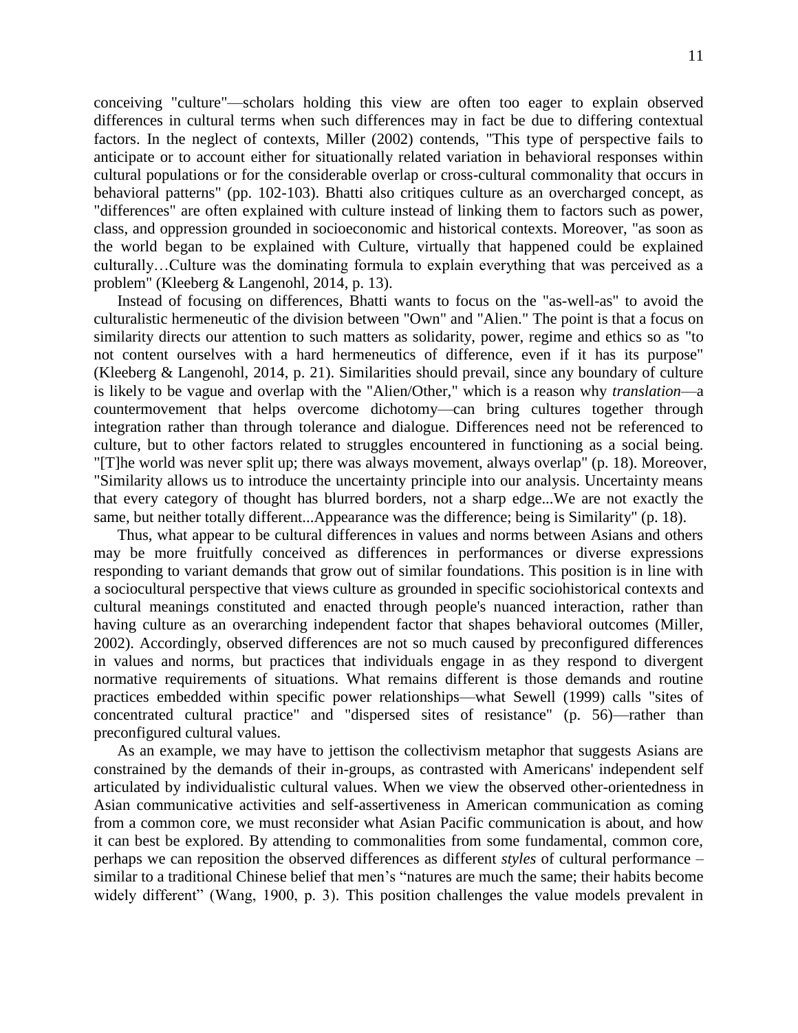conceiving "culture"—scholars holding this view are often too eager to explain observed differences in cultural terms when such differences may in fact be due to differing contextual factors. In the neglect of contexts, Miller (2002) contends, "This type of perspective fails to anticipate or to account either for situationally related variation in behavioral responses within cultural populations or for the considerable overlap or cross-cultural commonality that occurs in behavioral patterns" (pp. 102-103). Bhatti also critiques culture as an overcharged concept, as "differences" are often explained with culture instead of linking them to factors such as power, class, and oppression grounded in socioeconomic and historical contexts. Moreover, "as soon as the world began to be explained with Culture, virtually that happened could be explained culturally…Culture was the dominating formula to explain everything that was perceived as a problem" (Kleeberg & Langenohl, 2014, p. 13).

Instead of focusing on differences, Bhatti wants to focus on the "as-well-as" to avoid the culturalistic hermeneutic of the division between "Own" and "Alien." The point is that a focus on similarity directs our attention to such matters as solidarity, power, regime and ethics so as "to not content ourselves with a hard hermeneutics of difference, even if it has its purpose" (Kleeberg & Langenohl, 2014, p. 21). Similarities should prevail, since any boundary of culture is likely to be vague and overlap with the "Alien/Other," which is a reason why *translation*—a countermovement that helps overcome dichotomy—can bring cultures together through integration rather than through tolerance and dialogue. Differences need not be referenced to culture, but to other factors related to struggles encountered in functioning as a social being. "[T]he world was never split up; there was always movement, always overlap" (p. 18). Moreover, "Similarity allows us to introduce the uncertainty principle into our analysis. Uncertainty means that every category of thought has blurred borders, not a sharp edge...We are not exactly the same, but neither totally different...Appearance was the difference; being is Similarity" (p. 18).

Thus, what appear to be cultural differences in values and norms between Asians and others may be more fruitfully conceived as differences in performances or diverse expressions responding to variant demands that grow out of similar foundations. This position is in line with a sociocultural perspective that views culture as grounded in specific sociohistorical contexts and cultural meanings constituted and enacted through people's nuanced interaction, rather than having culture as an overarching independent factor that shapes behavioral outcomes (Miller, 2002). Accordingly, observed differences are not so much caused by preconfigured differences in values and norms, but practices that individuals engage in as they respond to divergent normative requirements of situations. What remains different is those demands and routine practices embedded within specific power relationships—what Sewell (1999) calls "sites of concentrated cultural practice" and "dispersed sites of resistance" (p. 56)—rather than preconfigured cultural values.

As an example, we may have to jettison the collectivism metaphor that suggests Asians are constrained by the demands of their in-groups, as contrasted with Americans' independent self articulated by individualistic cultural values. When we view the observed other-orientedness in Asian communicative activities and self-assertiveness in American communication as coming from a common core, we must reconsider what Asian Pacific communication is about, and how it can best be explored. By attending to commonalities from some fundamental, common core, perhaps we can reposition the observed differences as different *styles* of cultural performance – similar to a traditional Chinese belief that men's "natures are much the same; their habits become widely different" (Wang, 1900, p. 3). This position challenges the value models prevalent in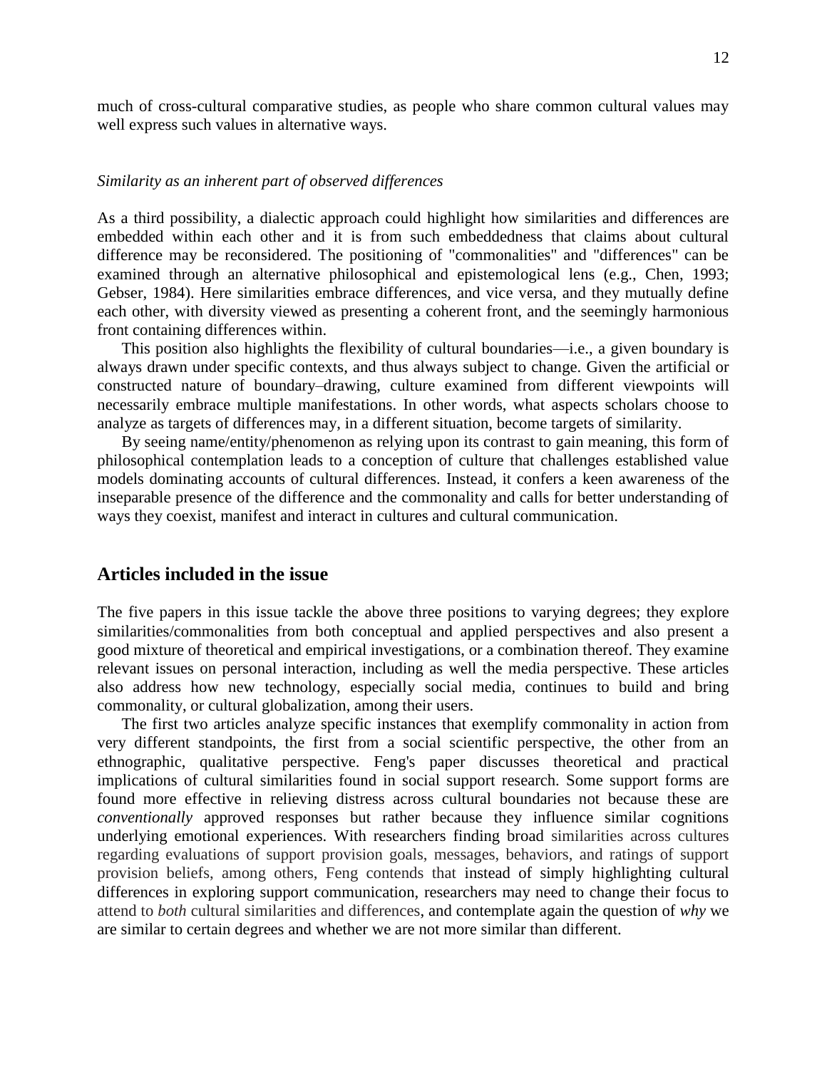much of cross-cultural comparative studies, as people who share common cultural values may well express such values in alternative ways.

*Similarity as an inherent part of observed differences*

As a third possibility, a dialectic approach could highlight how similarities and differences are embedded within each other and it is from such embeddedness that claims about cultural difference may be reconsidered. The positioning of "commonalities" and "differences" can be examined through an alternative philosophical and epistemological lens (e.g., Chen, 1993; Gebser, 1984). Here similarities embrace differences, and vice versa, and they mutually define each other, with diversity viewed as presenting a coherent front, and the seemingly harmonious front containing differences within.

This position also highlights the flexibility of cultural boundaries—i.e., a given boundary is always drawn under specific contexts, and thus always subject to change. Given the artificial or constructed nature of boundary–drawing, culture examined from different viewpoints will necessarily embrace multiple manifestations. In other words, what aspects scholars choose to analyze as targets of differences may, in a different situation, become targets of similarity.

By seeing name/entity/phenomenon as relying upon its contrast to gain meaning, this form of philosophical contemplation leads to a conception of culture that challenges established value models dominating accounts of cultural differences. Instead, it confers a keen awareness of the inseparable presence of the difference and the commonality and calls for better understanding of ways they coexist, manifest and interact in cultures and cultural communication.

## Articles included in the issue

The five papers in this issue tackle the above three positions to varying degrees; they explore similarities/commonalities from both conceptual and applied perspectives and also present a good mixture of theoretical and empirical investigations, or a combination thereof. They examine relevant issues on personal interaction, including as well the media perspective. These articles also address how new technology, especially social media, continues to build and bring commonality, or cultural globalization, among their users.

The first two articles analyze specific instances that exemplify commonality in action from very different standpoints, the first from a social scientific perspective, the other from an ethnographic, qualitative perspective. Feng's paper discusses theoretical and practical implications of cultural similarities found in social support research. Some support forms are found more effective in relieving distress across cultural boundaries not because these are *conventionally* approved responses but rather because they influence similar cognitions underlying emotional experiences. With researchers finding broad similarities across cultures regarding evaluations of support provision goals, messages, behaviors, and ratings of support provision beliefs, among others, Feng contends that instead of simply highlighting cultural differences in exploring support communication, researchers may need to change their focus to attend to *both* cultural similarities and differences, and contemplate again the question of *why* we are similar to certain degrees and whether we are not more similar than different.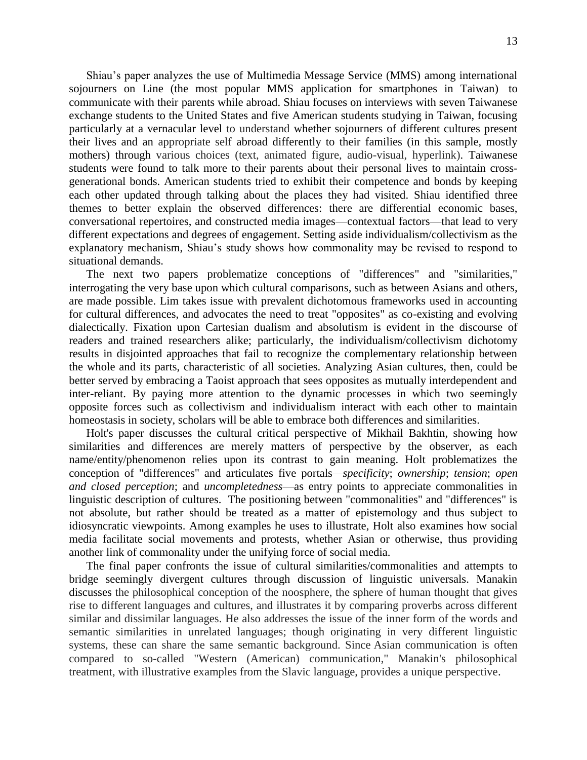Shiau's paper analyzes the use of Multimedia Message Service (MMS) among international sojourners on Line (the most popular MMS application for smartphones in Taiwan) to communicate with their parents while abroad. Shiau focuses on interviews with seven Taiwanese exchange students to the United States and five American students studying in Taiwan, focusing particularly at a vernacular level to understand whether sojourners of different cultures present their lives and an appropriate self abroad differently to their families (in this sample, mostly mothers) through various choices (text, animated figure, audio-visual, hyperlink). Taiwanese students were found to talk more to their parents about their personal lives to maintain cross-generational bonds. American students tried to exhibit their competence and bonds by keeping each other updated through talking about the places they had visited. Shiau identified three themes to better explain the observed differences: there are differential economic bases, conversational repertoires, and constructed media images—contextual factors—that lead to very different expectations and degrees of engagement. Setting aside individualism/collectivism as the explanatory mechanism, Shiau's study shows how commonality may be revised to respond to situational demands.

The next two papers problematize conceptions of "differences" and "similarities," interrogating the very base upon which cultural comparisons, such as between Asians and others, are made possible. Lim takes issue with prevalent dichotomous frameworks used in accounting for cultural differences, and advocates the need to treat "opposites" as co-existing and evolving dialectically. Fixation upon Cartesian dualism and absolutism is evident in the discourse of readers and trained researchers alike; particularly, the individualism/collectivism dichotomy results in disjointed approaches that fail to recognize the complementary relationship between the whole and its parts, characteristic of all societies. Analyzing Asian cultures, then, could be better served by embracing a Taoist approach that sees opposites as mutually interdependent and inter-reliant. By paying more attention to the dynamic processes in which two seemingly opposite forces such as collectivism and individualism interact with each other to maintain homeostasis in society, scholars will be able to embrace both differences and similarities.

Holt's paper discusses the cultural critical perspective of Mikhail Bakhtin, showing how similarities and differences are merely matters of perspective by the observer, as each name/entity/phenomenon relies upon its contrast to gain meaning. Holt problematizes the conception of "differences" and articulates five portals—*specificity*; *ownership*; *tension*; *open and closed perception*; and *uncompletedness*—as entry points to appreciate commonalities in linguistic description of cultures. The positioning between "commonalities" and "differences" is not absolute, but rather should be treated as a matter of epistemology and thus subject to idiosyncratic viewpoints. Among examples he uses to illustrate, Holt also examines how social media facilitate social movements and protests, whether Asian or otherwise, thus providing another link of commonality under the unifying force of social media.

The final paper confronts the issue of cultural similarities/commonalities and attempts to bridge seemingly divergent cultures through discussion of linguistic universals. Manakin discusses the philosophical conception of the noosphere, the sphere of human thought that gives rise to different languages and cultures, and illustrates it by comparing proverbs across different similar and dissimilar languages. He also addresses the issue of the inner form of the words and semantic similarities in unrelated languages; though originating in very different linguistic systems, these can share the same semantic background. Since Asian communication is often compared to so-called "Western (American) communication," Manakin's philosophical treatment, with illustrative examples from the Slavic language, provides a unique perspective.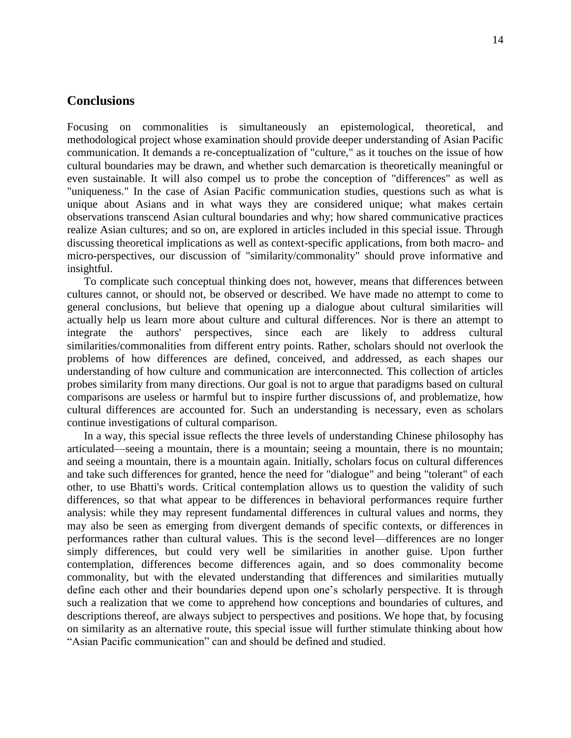## Conclusions

Focusing on commonalities is simultaneously an epistemological, theoretical, and methodological project whose examination should provide deeper understanding of Asian Pacific communication. It demands a re-conceptualization of "culture," as it touches on the issue of how cultural boundaries may be drawn, and whether such demarcation is theoretically meaningful or even sustainable. It will also compel us to probe the conception of "differences" as well as "uniqueness." In the case of Asian Pacific communication studies, questions such as what is unique about Asians and in what ways they are considered unique; what makes certain observations transcend Asian cultural boundaries and why; how shared communicative practices realize Asian cultures; and so on, are explored in articles included in this special issue. Through discussing theoretical implications as well as context-specific applications, from both macro- and micro-perspectives, our discussion of "similarity/commonality" should prove informative and insightful.

To complicate such conceptual thinking does not, however, means that differences between cultures cannot, or should not, be observed or described. We have made no attempt to come to general conclusions, but believe that opening up a dialogue about cultural similarities will actually help us learn more about culture and cultural differences. Nor is there an attempt to integrate the authors' perspectives, since each are likely to address cultural similarities/commonalities from different entry points. Rather, scholars should not overlook the problems of how differences are defined, conceived, and addressed, as each shapes our understanding of how culture and communication are interconnected. This collection of articles probes similarity from many directions. Our goal is not to argue that paradigms based on cultural comparisons are useless or harmful but to inspire further discussions of, and problematize, how cultural differences are accounted for. Such an understanding is necessary, even as scholars continue investigations of cultural comparison.

In a way, this special issue reflects the three levels of understanding Chinese philosophy has articulated—seeing a mountain, there is a mountain; seeing a mountain, there is no mountain; and seeing a mountain, there is a mountain again. Initially, scholars focus on cultural differences and take such differences for granted, hence the need for "dialogue" and being "tolerant" of each other, to use Bhatti's words. Critical contemplation allows us to question the validity of such differences, so that what appear to be differences in behavioral performances require further analysis: while they may represent fundamental differences in cultural values and norms, they may also be seen as emerging from divergent demands of specific contexts, or differences in performances rather than cultural values. This is the second level—differences are no longer simply differences, but could very well be similarities in another guise. Upon further contemplation, differences become differences again, and so does commonality become commonality, but with the elevated understanding that differences and similarities mutually define each other and their boundaries depend upon one's scholarly perspective. It is through such a realization that we come to apprehend how conceptions and boundaries of cultures, and descriptions thereof, are always subject to perspectives and positions. We hope that, by focusing on similarity as an alternative route, this special issue will further stimulate thinking about how "Asian Pacific communication" can and should be defined and studied.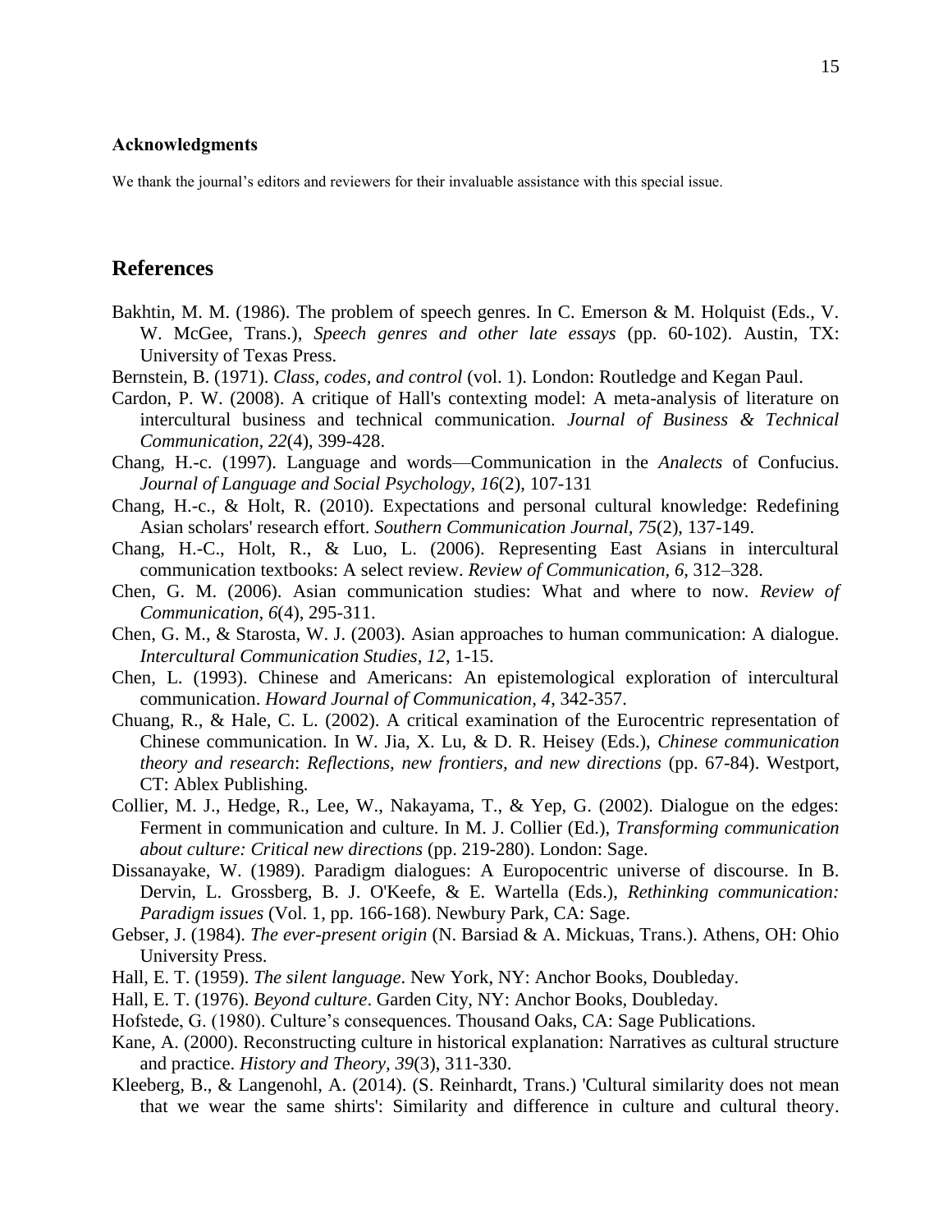### Acknowledgments

We thank the journal's editors and reviewers for their invaluable assistance with this special issue.

## References

Bakhtin, M. M. (1986). The problem of speech genres. In C. Emerson & M. Holquist (Eds., V. W. McGee, Trans.), *Speech genres and other late essays* (pp. 60-102). Austin, TX: University of Texas Press.

Bernstein, B. (1971). *Class, codes, and control* (vol. 1). London: Routledge and Kegan Paul.

Cardon, P. W. (2008). A critique of Hall's contexting model: A meta-analysis of literature on intercultural business and technical communication. *Journal of Business & Technical Communication, 22*(4), 399-428.

Chang, H.-c. (1997). Language and words—Communication in the *Analects* of Confucius. *Journal of Language and Social Psychology, 16*(2), 107-131

Chang, H.-c., & Holt, R. (2010). Expectations and personal cultural knowledge: Redefining Asian scholars' research effort. *Southern Communication Journal, 75*(2), 137-149.

Chang, H.-C., Holt, R., & Luo, L. (2006). Representing East Asians in intercultural communication textbooks: A select review. *Review of Communication, 6*, 312–328.

Chen, G. M. (2006). Asian communication studies: What and where to now. *Review of Communication, 6*(4), 295-311.

Chen, G. M., & Starosta, W. J. (2003). Asian approaches to human communication: A dialogue. *Intercultural Communication Studies, 12*, 1-15.

Chen, L. (1993). Chinese and Americans: An epistemological exploration of intercultural communication. *Howard Journal of Communication, 4*, 342-357.

Chuang, R., & Hale, C. L. (2002). A critical examination of the Eurocentric representation of Chinese communication. In W. Jia, X. Lu, & D. R. Heisey (Eds.), *Chinese communication theory and research*: *Reflections, new frontiers, and new directions* (pp. 67-84). Westport, CT: Ablex Publishing.

Collier, M. J., Hedge, R., Lee, W., Nakayama, T., & Yep, G. (2002). Dialogue on the edges: Ferment in communication and culture. In M. J. Collier (Ed.), *Transforming communication about culture: Critical new directions* (pp. 219-280). London: Sage.

Dissanayake, W. (1989). Paradigm dialogues: A Europocentric universe of discourse. In B. Dervin, L. Grossberg, B. J. O'Keefe, & E. Wartella (Eds.), *Rethinking communication: Paradigm issues* (Vol. 1, pp. 166-168). Newbury Park, CA: Sage.

Gebser, J. (1984). *The ever-present origin* (N. Barsiad & A. Mickuas, Trans.). Athens, OH: Ohio University Press.

Hall, E. T. (1959). *The silent language*. New York, NY: Anchor Books, Doubleday.

Hall, E. T. (1976). *Beyond culture*. Garden City, NY: Anchor Books, Doubleday.

Hofstede, G. (1980). Culture's consequences. Thousand Oaks, CA: Sage Publications.

Kane, A. (2000). Reconstructing culture in historical explanation: Narratives as cultural structure and practice. *History and Theory, 39*(3), 311-330.

Kleeberg, B., & Langenohl, A. (2014). (S. Reinhardt, Trans.) 'Cultural similarity does not mean that we wear the same shirts': Similarity and difference in culture and cultural theory.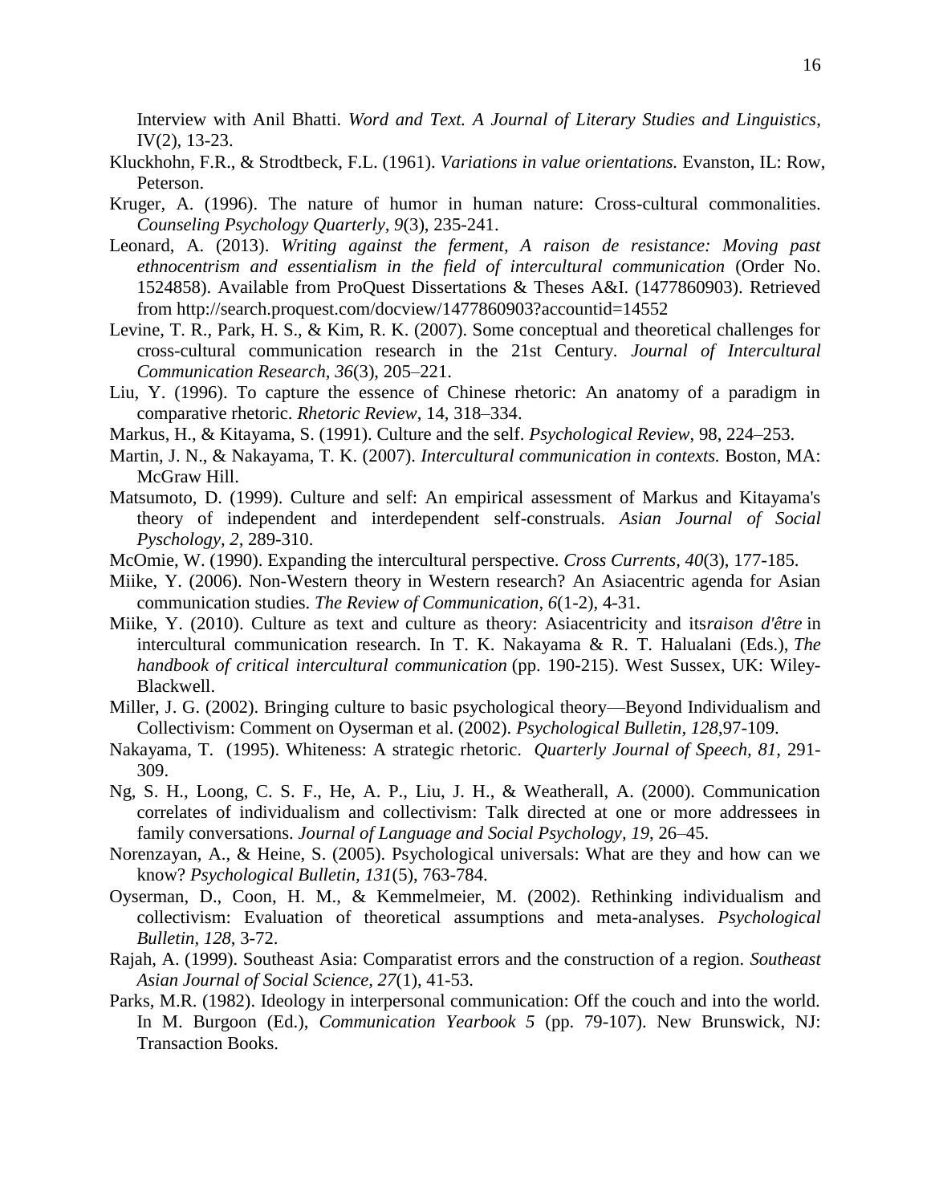Interview with Anil Bhatti. *Word and Text. A Journal of Literary Studies and Linguistics*, IV(2), 13-23.

Kluckhohn, F.R., & Strodtbeck, F.L. (1961). *Variations in value orientations.* Evanston, IL: Row, Peterson.

Kruger, A. (1996). The nature of humor in human nature: Cross-cultural commonalities. *Counseling Psychology Quarterly, 9*(3), 235-241.

Leonard, A. (2013). *Writing against the ferment, A raison de resistance: Moving past ethnocentrism and essentialism in the field of intercultural communication* (Order No. 1524858). Available from ProQuest Dissertations & Theses A&I. (1477860903). Retrieved from http://search.proquest.com/docview/1477860903?accountid=14552

Levine, T. R., Park, H. S., & Kim, R. K. (2007). Some conceptual and theoretical challenges for cross-cultural communication research in the 21st Century. *Journal of Intercultural Communication Research, 36*(3), 205–221.

Liu, Y. (1996). To capture the essence of Chinese rhetoric: An anatomy of a paradigm in comparative rhetoric. *Rhetoric Review*, 14, 318–334.

Markus, H., & Kitayama, S. (1991). Culture and the self. *Psychological Review*, 98, 224–253.

Martin, J. N., & Nakayama, T. K. (2007). *Intercultural communication in contexts.* Boston, MA: McGraw Hill.

Matsumoto, D. (1999). Culture and self: An empirical assessment of Markus and Kitayama's theory of independent and interdependent self-construals. *Asian Journal of Social Pyschology, 2*, 289-310.

McOmie, W. (1990). Expanding the intercultural perspective. *Cross Currents, 40*(3), 177-185.

Miike, Y. (2006). Non-Western theory in Western research? An Asiacentric agenda for Asian communication studies. *The Review of Communication, 6*(1-2), 4-31.

Miike, Y. (2010). Culture as text and culture as theory: Asiacentricity and its*raison d'être* in intercultural communication research. In T. K. Nakayama & R. T. Halualani (Eds.), *The handbook of critical intercultural communication* (pp. 190-215). West Sussex, UK: Wiley-Blackwell.

Miller, J. G. (2002). Bringing culture to basic psychological theory—Beyond Individualism and Collectivism: Comment on Oyserman et al. (2002). *Psychological Bulletin, 128*,97-109.

Nakayama, T. (1995). Whiteness: A strategic rhetoric. *Quarterly Journal of Speech, 81*, 291-309.

Ng, S. H., Loong, C. S. F., He, A. P., Liu, J. H., & Weatherall, A. (2000). Communication correlates of individualism and collectivism: Talk directed at one or more addressees in family conversations. *Journal of Language and Social Psychology, 19*, 26–45.

Norenzayan, A., & Heine, S. (2005). Psychological universals: What are they and how can we know? *Psychological Bulletin, 131*(5), 763-784.

Oyserman, D., Coon, H. M., & Kemmelmeier, M. (2002). Rethinking individualism and collectivism: Evaluation of theoretical assumptions and meta-analyses. *Psychological Bulletin, 128*, 3-72.

Rajah, A. (1999). Southeast Asia: Comparatist errors and the construction of a region. *Southeast Asian Journal of Social Science, 27*(1), 41-53.

Parks, M.R. (1982). Ideology in interpersonal communication: Off the couch and into the world. In M. Burgoon (Ed.), *Communication Yearbook 5* (pp. 79-107). New Brunswick, NJ: Transaction Books.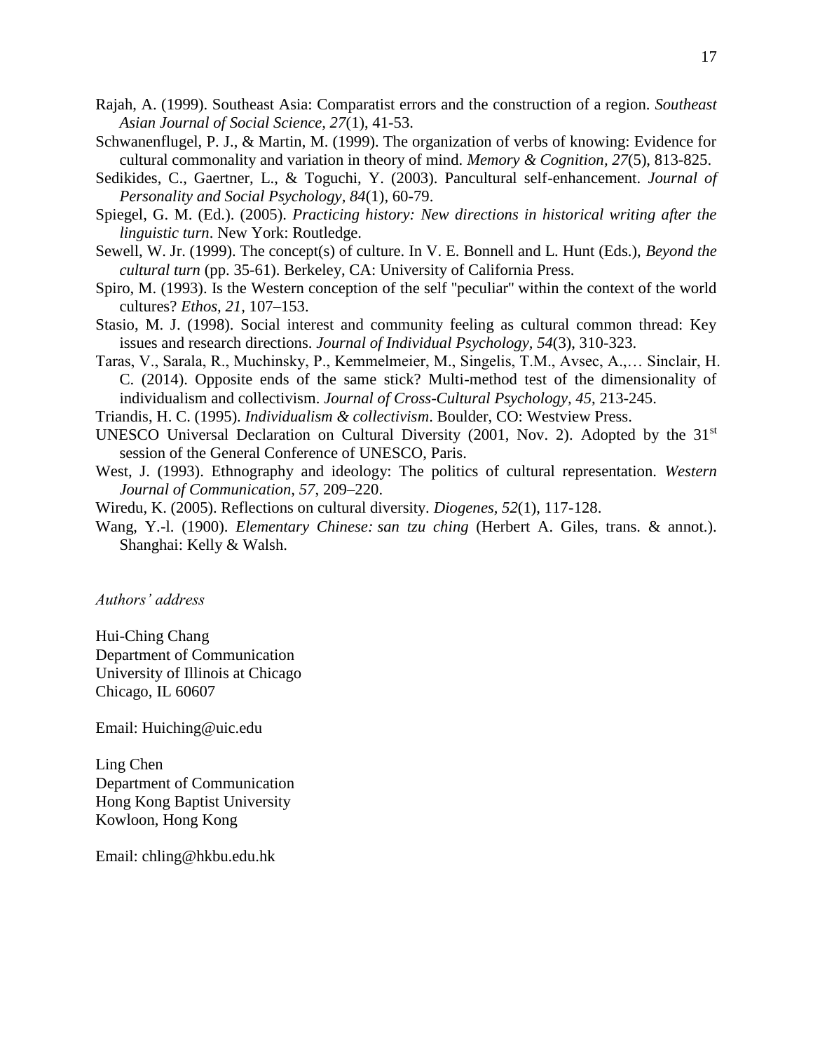Rajah, A. (1999). Southeast Asia: Comparatist errors and the construction of a region. *Southeast Asian Journal of Social Science, 27*(1), 41-53.

Schwanenflugel, P. J., & Martin, M. (1999). The organization of verbs of knowing: Evidence for cultural commonality and variation in theory of mind. *Memory & Cognition, 27*(5), 813-825.

Sedikides, C., Gaertner, L., & Toguchi, Y. (2003). Pancultural self-enhancement. *Journal of Personality and Social Psychology, 84*(1), 60-79.

Spiegel, G. M. (Ed.). (2005). *Practicing history: New directions in historical writing after the linguistic turn*. New York: Routledge.

Sewell, W. Jr. (1999). The concept(s) of culture. In V. E. Bonnell and L. Hunt (Eds.), *Beyond the cultural turn* (pp. 35-61). Berkeley, CA: University of California Press.

Spiro, M. (1993). Is the Western conception of the self "peculiar" within the context of the world cultures? *Ethos, 21*, 107–153.

Stasio, M. J. (1998). Social interest and community feeling as cultural common thread: Key issues and research directions. *Journal of Individual Psychology, 54*(3), 310-323.

Taras, V., Sarala, R., Muchinsky, P., Kemmelmeier, M., Singelis, T.M., Avsec, A.,… Sinclair, H. C. (2014). Opposite ends of the same stick? Multi-method test of the dimensionality of individualism and collectivism. *Journal of Cross-Cultural Psychology, 45*, 213-245.

Triandis, H. C. (1995). *Individualism & collectivism*. Boulder, CO: Westview Press.

UNESCO Universal Declaration on Cultural Diversity (2001, Nov. 2). Adopted by the 31st session of the General Conference of UNESCO, Paris.

West, J. (1993). Ethnography and ideology: The politics of cultural representation. *Western Journal of Communication, 57*, 209–220.

Wiredu, K. (2005). Reflections on cultural diversity. *Diogenes, 52*(1), 117-128.

Wang, Y.-l. (1900). *Elementary Chinese: san tzu ching* (Herbert A. Giles, trans. & annot.). Shanghai: Kelly & Walsh.

*Authors' address*

Hui-Ching Chang
Department of Communication
University of Illinois at Chicago
Chicago, IL 60607

Email: Huiching@uic.edu

Ling Chen
Department of Communication
Hong Kong Baptist University
Kowloon, Hong Kong

Email: chling@hkbu.edu.hk